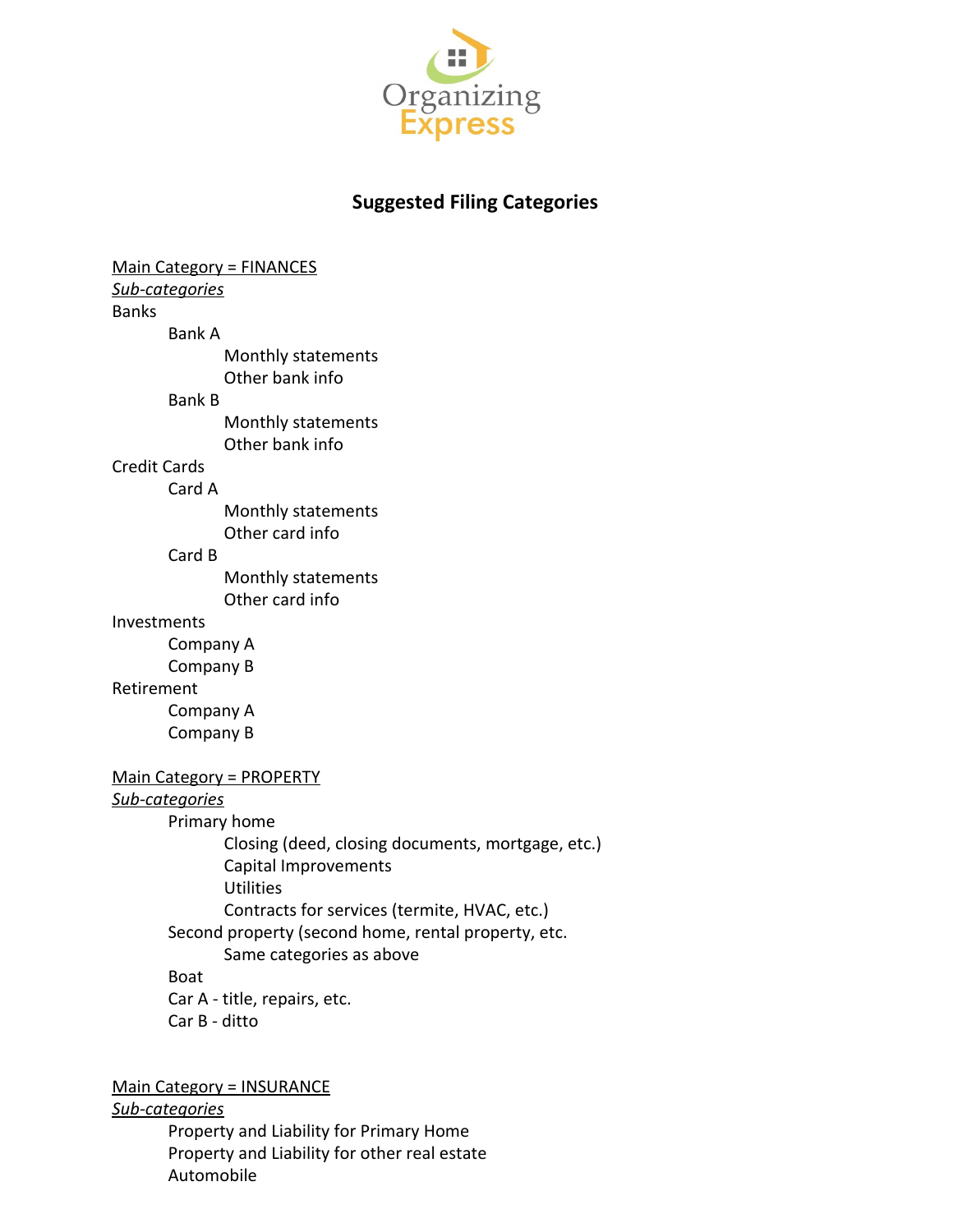# Suggested Filing Categories

Main Category = FINANCES

*Sub-categories*

- Banks
  - Bank A
    - Monthly statements
    - Other bank info
  - Bank B
    - Monthly statements
    - Other bank info
- Credit Cards
  - Card A
    - Monthly statements
    - Other card info
  - Card B
    - Monthly statements
    - Other card info
- Investments
  - Company A
  - Company B
- Retirement
  - Company A
  - Company B

Main Category = PROPERTY

*Sub-categories*

- Primary home
  - Closing (deed, closing documents, mortgage, etc.)
  - Capital Improvements
  - Utilities
  - Contracts for services (termite, HVAC, etc.)
- Second property (second home, rental property, etc.
  - Same categories as above
- Boat
- Car A - title, repairs, etc.
- Car B - ditto

Main Category = INSURANCE

*Sub-categories*

- Property and Liability for Primary Home
- Property and Liability for other real estate
- Automobile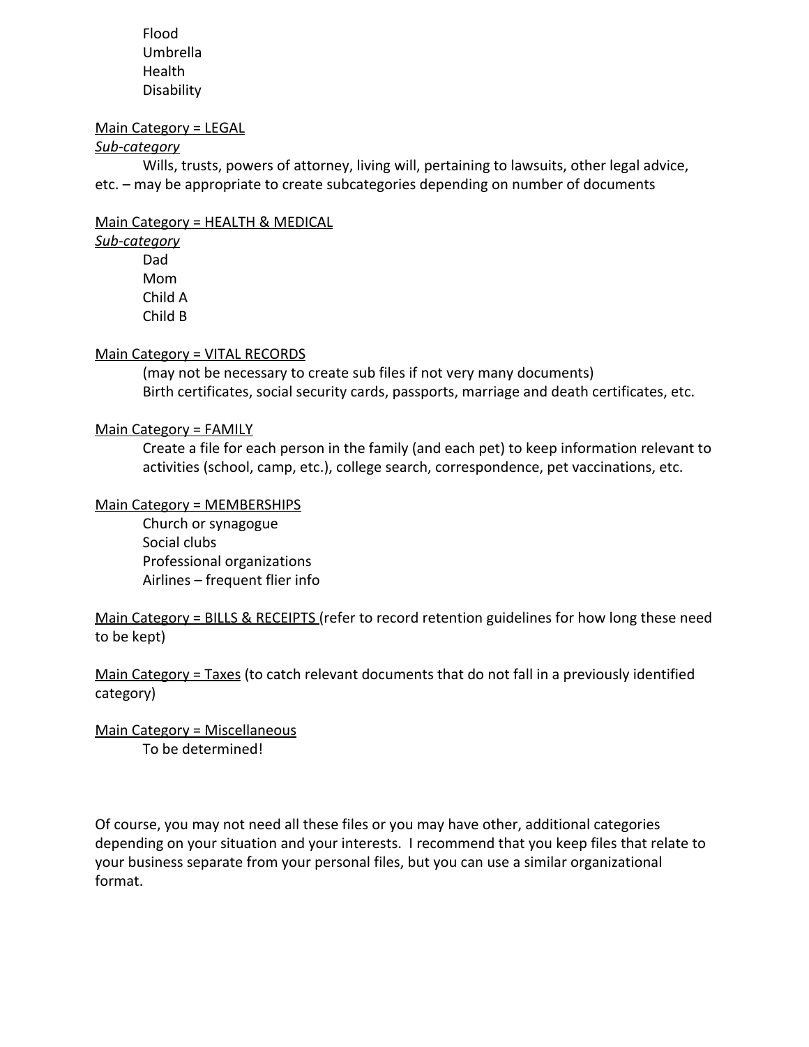Flood
Umbrella
Health
Disability

<u>Main Category = LEGAL</u>

*<u>Sub-category</u>*

Wills, trusts, powers of attorney, living will, pertaining to lawsuits, other legal advice, etc. – may be appropriate to create subcategories depending on number of documents

<u>Main Category = HEALTH & MEDICAL</u>

*<u>Sub-category</u>*

Dad
Mom
Child A
Child B

<u>Main Category = VITAL RECORDS</u>

(may not be necessary to create sub files if not very many documents)
Birth certificates, social security cards, passports, marriage and death certificates, etc.

<u>Main Category = FAMILY</u>

Create a file for each person in the family (and each pet) to keep information relevant to activities (school, camp, etc.), college search, correspondence, pet vaccinations, etc.

<u>Main Category = MEMBERSHIPS</u>

Church or synagogue
Social clubs
Professional organizations
Airlines – frequent flier info

<u>Main Category = BILLS & RECEIPTS</u> (refer to record retention guidelines for how long these need to be kept)

<u>Main Category = Taxes</u> (to catch relevant documents that do not fall in a previously identified category)

<u>Main Category = Miscellaneous</u>

To be determined!

Of course, you may not need all these files or you may have other, additional categories depending on your situation and your interests. I recommend that you keep files that relate to your business separate from your personal files, but you can use a similar organizational format.